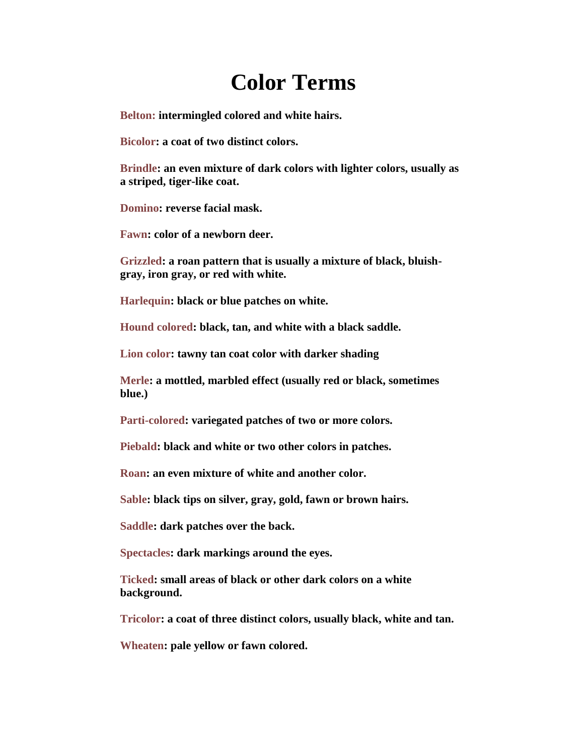# Color Terms

**Belton:** **intermingled colored and white hairs.**

**Bicolor: a coat of two distinct colors.**

**Brindle: an even mixture of dark colors with lighter colors, usually as a striped, tiger-like coat.**

**Domino: reverse facial mask.**

**Fawn: color of a newborn deer.**

**Grizzled: a roan pattern that is usually a mixture of black, bluish-gray, iron gray, or red with white.**

**Harlequin: black or blue patches on white.**

**Hound colored: black, tan, and white with a black saddle.**

**Lion color: tawny tan coat color with darker shading**

**Merle: a mottled, marbled effect (usually red or black, sometimes blue.)**

**Parti-colored: variegated patches of two or more colors.**

**Piebald: black and white or two other colors in patches.**

**Roan: an even mixture of white and another color.**

**Sable: black tips on silver, gray, gold, fawn or brown hairs.**

**Saddle: dark patches over the back.**

**Spectacles: dark markings around the eyes.**

**Ticked: small areas of black or other dark colors on a white background.**

**Tricolor: a coat of three distinct colors, usually black, white and tan.**

**Wheaten: pale yellow or fawn colored.**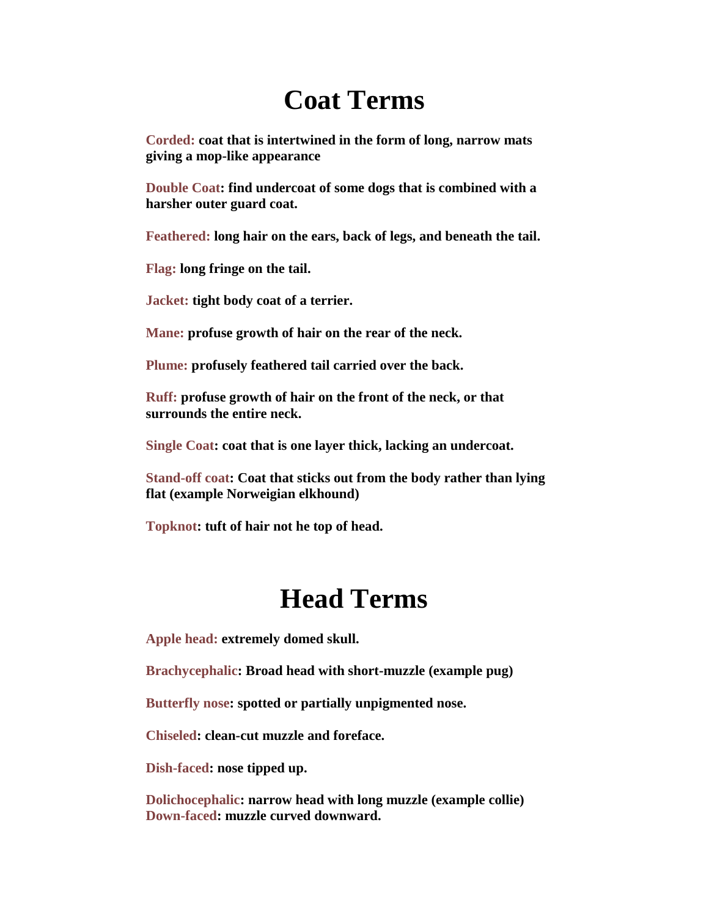# Coat Terms

**Corded: coat that is intertwined in the form of long, narrow mats giving a mop-like appearance**

**Double Coat: find undercoat of some dogs that is combined with a harsher outer guard coat.**

**Feathered: long hair on the ears, back of legs, and beneath the tail.**

**Flag: long fringe on the tail.**

**Jacket: tight body coat of a terrier.**

**Mane: profuse growth of hair on the rear of the neck.**

**Plume: profusely feathered tail carried over the back.**

**Ruff: profuse growth of hair on the front of the neck, or that surrounds the entire neck.**

**Single Coat: coat that is one layer thick, lacking an undercoat.**

**Stand-off coat: Coat that sticks out from the body rather than lying flat (example Norweigian elkhound)**

**Topknot: tuft of hair not he top of head.**

# Head Terms

**Apple head: extremely domed skull.**

**Brachycephalic: Broad head with short-muzzle (example pug)**

**Butterfly nose: spotted or partially unpigmented nose.**

**Chiseled: clean-cut muzzle and foreface.**

**Dish-faced: nose tipped up.**

**Dolichocephalic: narrow head with long muzzle (example collie)**
**Down-faced: muzzle curved downward.**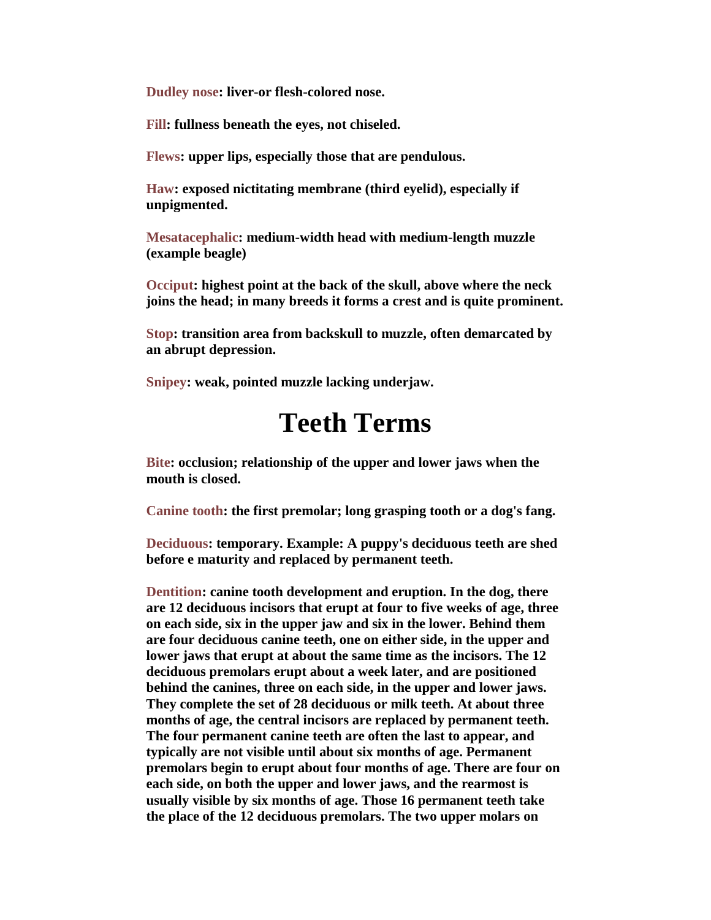**Dudley nose**: liver-or flesh-colored nose.

**Fill**: fullness beneath the eyes, not chiseled.

**Flews**: upper lips, especially those that are pendulous.

**Haw**: exposed nictitating membrane (third eyelid), especially if unpigmented.

**Mesatacephalic**: medium-width head with medium-length muzzle (example beagle)

**Occiput**: highest point at the back of the skull, above where the neck joins the head; in many breeds it forms a crest and is quite prominent.

**Stop**: transition area from backskull to muzzle, often demarcated by an abrupt depression.

**Snipey**: weak, pointed muzzle lacking underjaw.

# Teeth Terms

**Bite**: occlusion; relationship of the upper and lower jaws when the mouth is closed.

**Canine tooth**: the first premolar; long grasping tooth or a dog's fang.

**Deciduous**: temporary. Example: A puppy's deciduous teeth are shed before e maturity and replaced by permanent teeth.

**Dentition**: canine tooth development and eruption. In the dog, there are 12 deciduous incisors that erupt at four to five weeks of age, three on each side, six in the upper jaw and six in the lower. Behind them are four deciduous canine teeth, one on either side, in the upper and lower jaws that erupt at about the same time as the incisors. The 12 deciduous premolars erupt about a week later, and are positioned behind the canines, three on each side, in the upper and lower jaws. They complete the set of 28 deciduous or milk teeth. At about three months of age, the central incisors are replaced by permanent teeth. The four permanent canine teeth are often the last to appear, and typically are not visible until about six months of age. Permanent premolars begin to erupt about four months of age. There are four on each side, on both the upper and lower jaws, and the rearmost is usually visible by six months of age. Those 16 permanent teeth take the place of the 12 deciduous premolars. The two upper molars on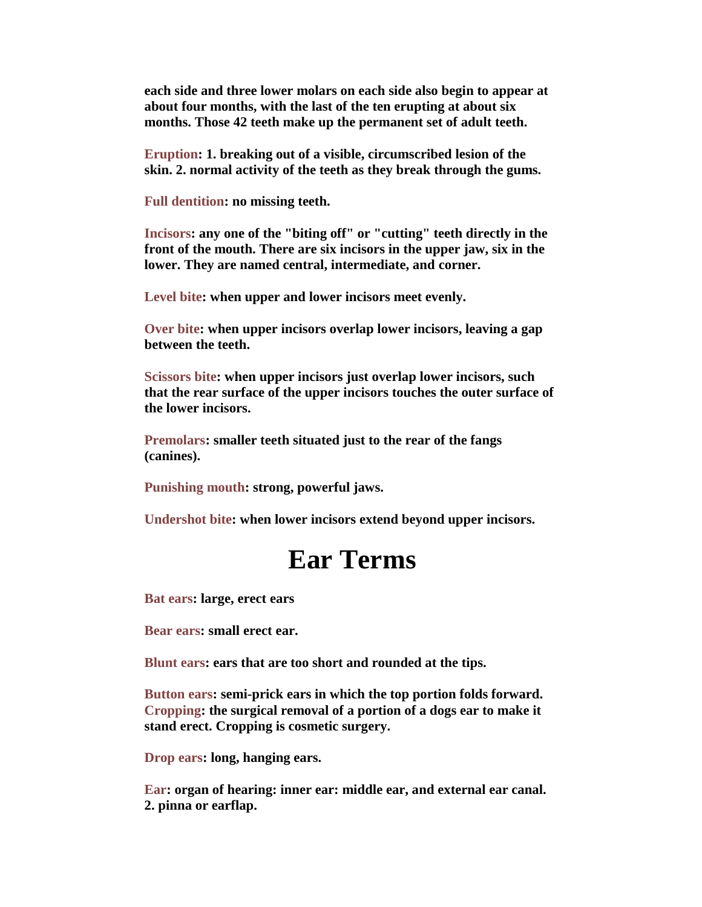**each side and three lower molars on each side also begin to appear at about four months, with the last of the ten erupting at about six months. Those 42 teeth make up the permanent set of adult teeth.**

**Eruption: 1. breaking out of a visible, circumscribed lesion of the skin. 2. normal activity of the teeth as they break through the gums.**

**Full dentition: no missing teeth.**

**Incisors: any one of the "biting off" or "cutting" teeth directly in the front of the mouth. There are six incisors in the upper jaw, six in the lower. They are named central, intermediate, and corner.**

**Level bite: when upper and lower incisors meet evenly.**

**Over bite: when upper incisors overlap lower incisors, leaving a gap between the teeth.**

**Scissors bite: when upper incisors just overlap lower incisors, such that the rear surface of the upper incisors touches the outer surface of the lower incisors.**

**Premolars: smaller teeth situated just to the rear of the fangs (canines).**

**Punishing mouth: strong, powerful jaws.**

**Undershot bite: when lower incisors extend beyond upper incisors.**

# Ear Terms

**Bat ears: large, erect ears**

**Bear ears: small erect ear.**

**Blunt ears: ears that are too short and rounded at the tips.**

**Button ears: semi-prick ears in which the top portion folds forward.**
**Cropping: the surgical removal of a portion of a dogs ear to make it stand erect. Cropping is cosmetic surgery.**

**Drop ears: long, hanging ears.**

**Ear: organ of hearing: inner ear: middle ear, and external ear canal. 2. pinna or earflap.**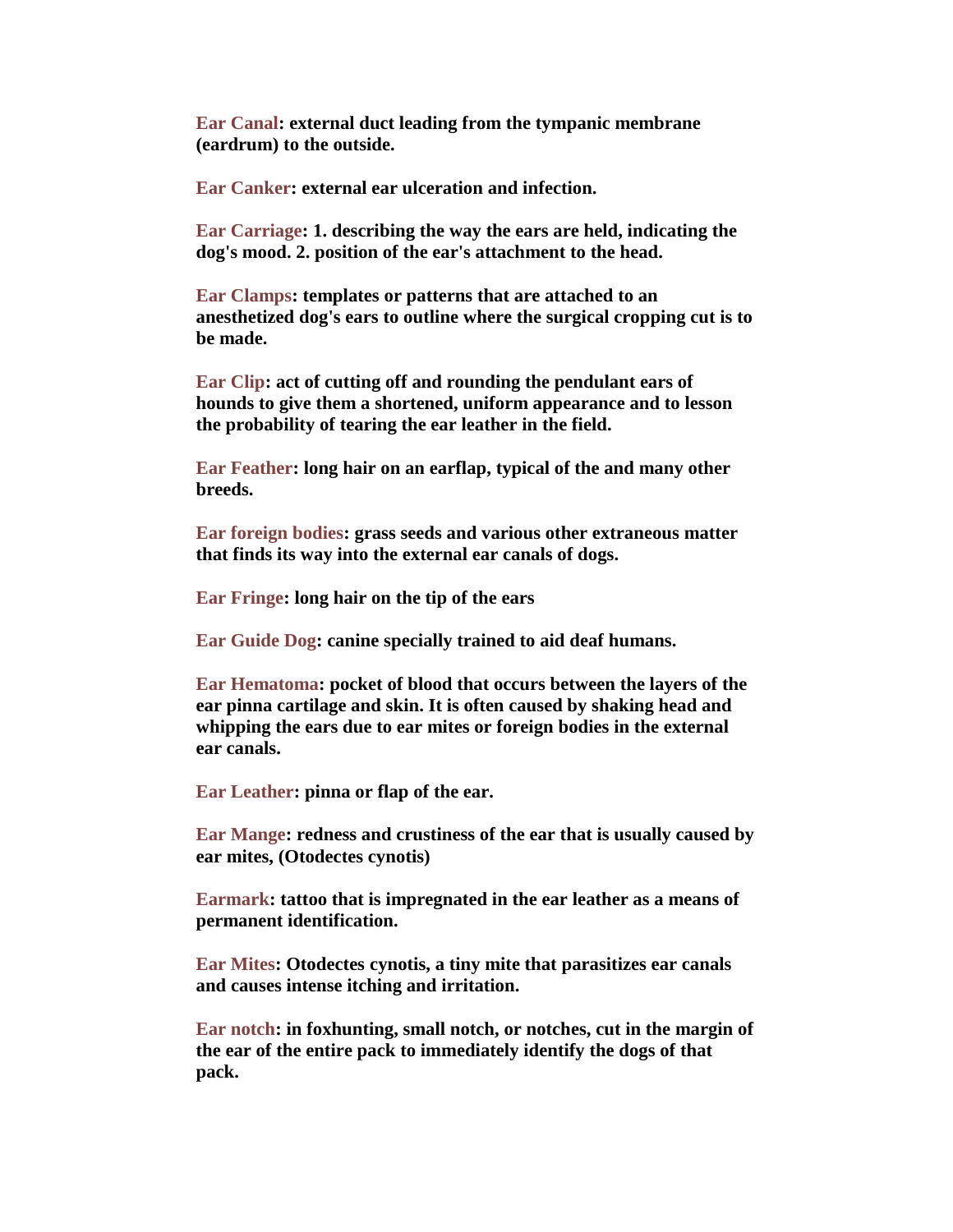**Ear Canal**: external duct leading from the tympanic membrane (eardrum) to the outside.

**Ear Canker**: external ear ulceration and infection.

**Ear Carriage**: 1. describing the way the ears are held, indicating the dog's mood. 2. position of the ear's attachment to the head.

**Ear Clamps**: templates or patterns that are attached to an anesthetized dog's ears to outline where the surgical cropping cut is to be made.

**Ear Clip**: act of cutting off and rounding the pendulant ears of hounds to give them a shortened, uniform appearance and to lesson the probability of tearing the ear leather in the field.

**Ear Feather**: long hair on an earflap, typical of the and many other breeds.

**Ear foreign bodies**: grass seeds and various other extraneous matter that finds its way into the external ear canals of dogs.

**Ear Fringe**: long hair on the tip of the ears

**Ear Guide Dog**: canine specially trained to aid deaf humans.

**Ear Hematoma**: pocket of blood that occurs between the layers of the ear pinna cartilage and skin. It is often caused by shaking head and whipping the ears due to ear mites or foreign bodies in the external ear canals.

**Ear Leather**: pinna or flap of the ear.

**Ear Mange**: redness and crustiness of the ear that is usually caused by ear mites, (Otodectes cynotis)

**Earmark**: tattoo that is impregnated in the ear leather as a means of permanent identification.

**Ear Mites**: Otodectes cynotis, a tiny mite that parasitizes ear canals and causes intense itching and irritation.

**Ear notch**: in foxhunting, small notch, or notches, cut in the margin of the ear of the entire pack to immediately identify the dogs of that pack.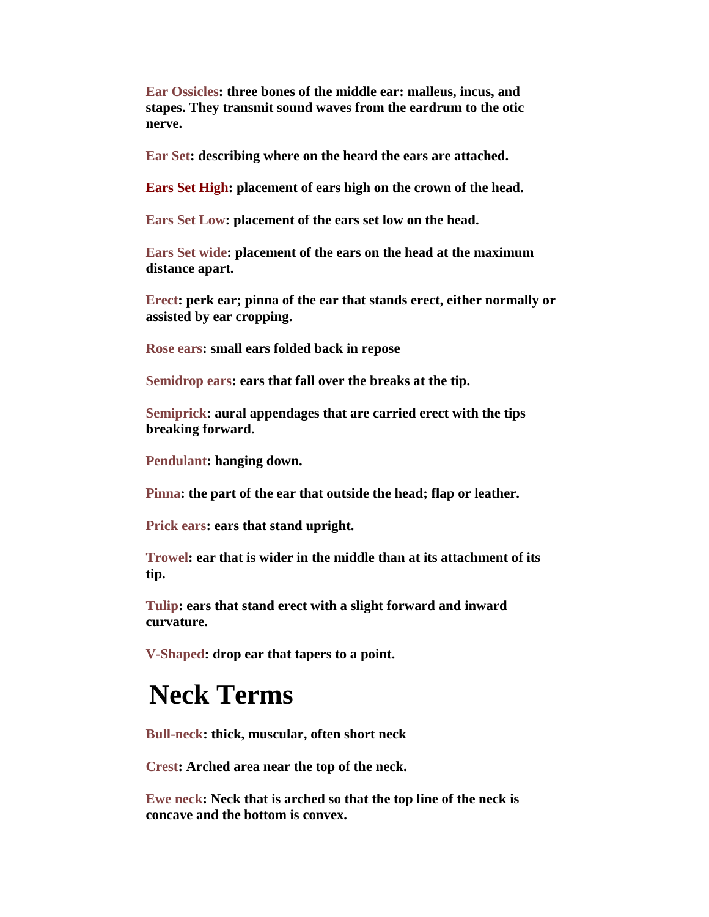**Ear Ossicles: three bones of the middle ear: malleus, incus, and stapes. They transmit sound waves from the eardrum to the otic nerve.**

**Ear Set: describing where on the heard the ears are attached.**

**Ears Set High: placement of ears high on the crown of the head.**

**Ears Set Low: placement of the ears set low on the head.**

**Ears Set wide: placement of the ears on the head at the maximum distance apart.**

**Erect: perk ear; pinna of the ear that stands erect, either normally or assisted by ear cropping.**

**Rose ears: small ears folded back in repose**

**Semidrop ears: ears that fall over the breaks at the tip.**

**Semiprick: aural appendages that are carried erect with the tips breaking forward.**

**Pendulant: hanging down.**

**Pinna: the part of the ear that outside the head; flap or leather.**

**Prick ears: ears that stand upright.**

**Trowel: ear that is wider in the middle than at its attachment of its tip.**

**Tulip: ears that stand erect with a slight forward and inward curvature.**

**V-Shaped: drop ear that tapers to a point.**

# Neck Terms

**Bull-neck: thick, muscular, often short neck**

**Crest: Arched area near the top of the neck.**

**Ewe neck: Neck that is arched so that the top line of the neck is concave and the bottom is convex.**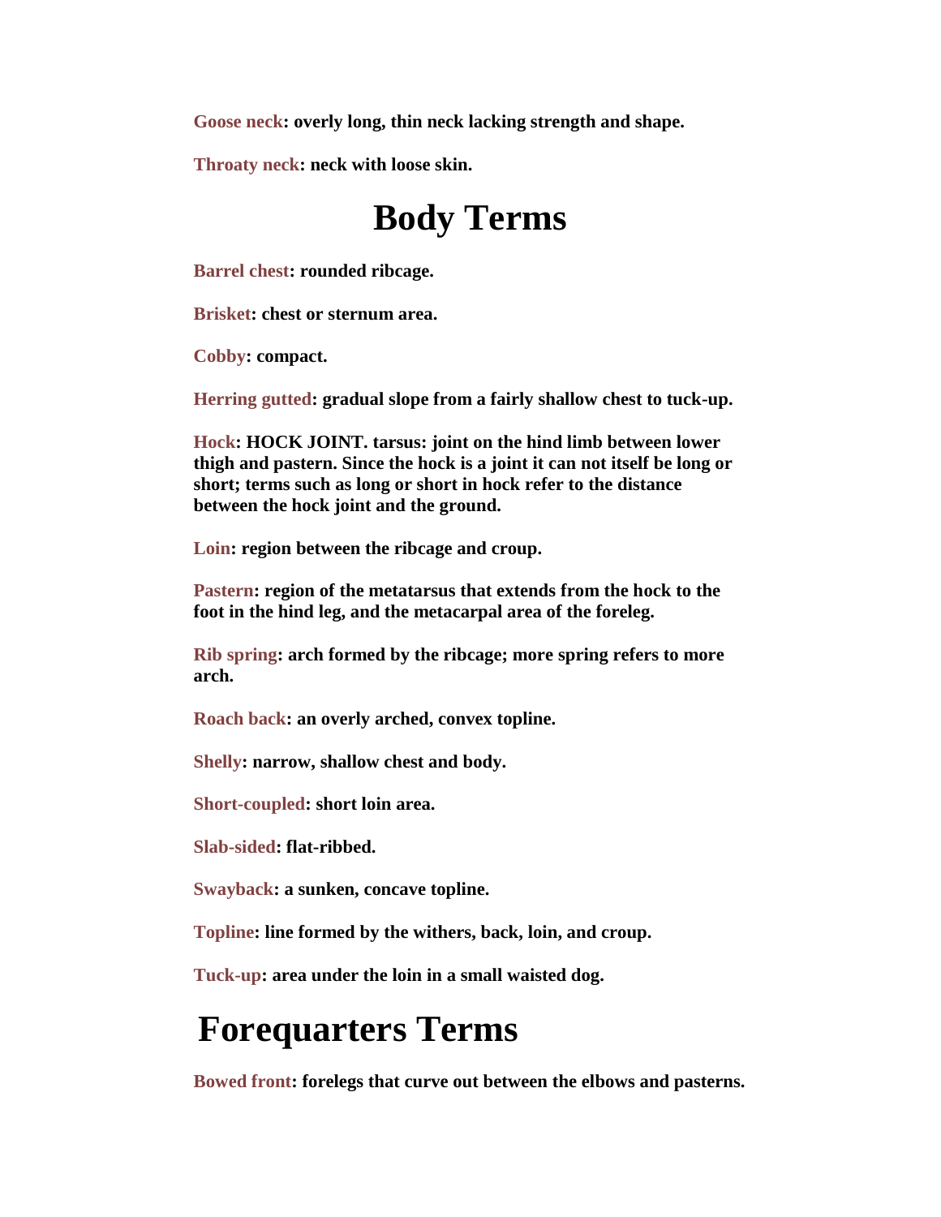**Goose neck: overly long, thin neck lacking strength and shape.**

**Throaty neck: neck with loose skin.**

# Body Terms

**Barrel chest: rounded ribcage.**

**Brisket: chest or sternum area.**

**Cobby: compact.**

**Herring gutted: gradual slope from a fairly shallow chest to tuck-up.**

**Hock: HOCK JOINT. tarsus: joint on the hind limb between lower thigh and pastern. Since the hock is a joint it can not itself be long or short; terms such as long or short in hock refer to the distance between the hock joint and the ground.**

**Loin: region between the ribcage and croup.**

**Pastern: region of the metatarsus that extends from the hock to the foot in the hind leg, and the metacarpal area of the foreleg.**

**Rib spring: arch formed by the ribcage; more spring refers to more arch.**

**Roach back: an overly arched, convex topline.**

**Shelly: narrow, shallow chest and body.**

**Short-coupled: short loin area.**

**Slab-sided: flat-ribbed.**

**Swayback: a sunken, concave topline.**

**Topline: line formed by the withers, back, loin, and croup.**

**Tuck-up: area under the loin in a small waisted dog.**

# Forequarters Terms

**Bowed front: forelegs that curve out between the elbows and pasterns.**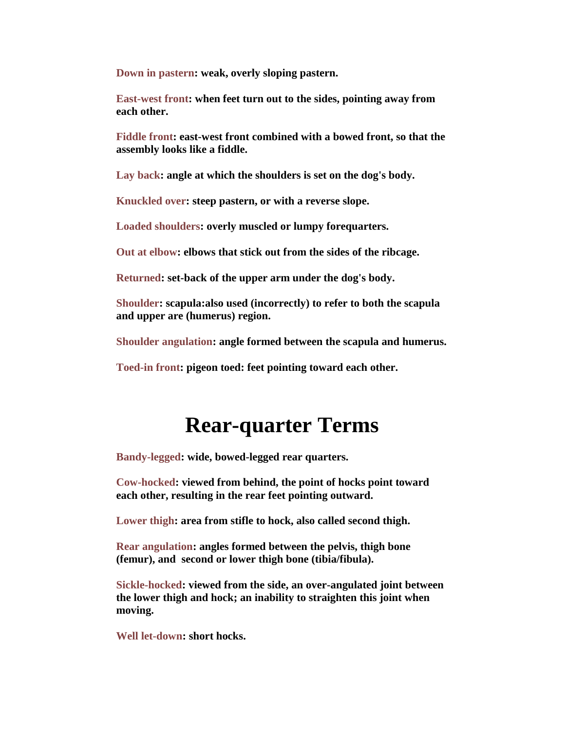**Down in pastern: weak, overly sloping pastern.**

**East-west front: when feet turn out to the sides, pointing away from each other.**

**Fiddle front: east-west front combined with a bowed front, so that the assembly looks like a fiddle.**

**Lay back: angle at which the shoulders is set on the dog's body.**

**Knuckled over: steep pastern, or with a reverse slope.**

**Loaded shoulders: overly muscled or lumpy forequarters.**

**Out at elbow: elbows that stick out from the sides of the ribcage.**

**Returned: set-back of the upper arm under the dog's body.**

**Shoulder: scapula:also used (incorrectly) to refer to both the scapula and upper are (humerus) region.**

**Shoulder angulation: angle formed between the scapula and humerus.**

**Toed-in front: pigeon toed: feet pointing toward each other.**

# Rear-quarter Terms

**Bandy-legged: wide, bowed-legged rear quarters.**

**Cow-hocked: viewed from behind, the point of hocks point toward each other, resulting in the rear feet pointing outward.**

**Lower thigh: area from stifle to hock, also called second thigh.**

**Rear angulation: angles formed between the pelvis, thigh bone (femur), and second or lower thigh bone (tibia/fibula).**

**Sickle-hocked: viewed from the side, an over-angulated joint between the lower thigh and hock; an inability to straighten this joint when moving.**

**Well let-down: short hocks.**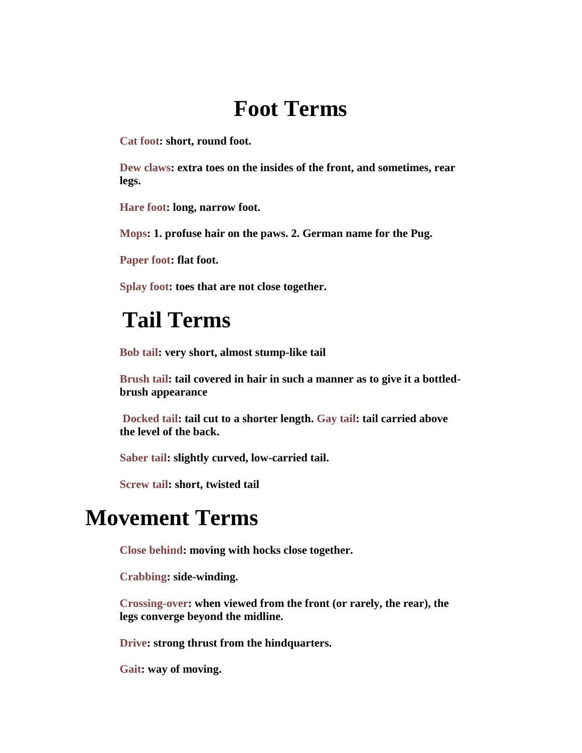# Foot Terms

**Cat foot: short, round foot.**

**Dew claws: extra toes on the insides of the front, and sometimes, rear legs.**

**Hare foot: long, narrow foot.**

**Mops: 1. profuse hair on the paws. 2. German name for the Pug.**

**Paper foot: flat foot.**

**Splay foot: toes that are not close together.**

# Tail Terms

**Bob tail: very short, almost stump-like tail**

**Brush tail: tail covered in hair in such a manner as to give it a bottled-brush appearance**

**Docked tail: tail cut to a shorter length. Gay tail: tail carried above the level of the back.**

**Saber tail: slightly curved, low-carried tail.**

**Screw tail: short, twisted tail**

# Movement Terms

**Close behind: moving with hocks close together.**

**Crabbing: side-winding.**

**Crossing-over: when viewed from the front (or rarely, the rear), the legs converge beyond the midline.**

**Drive: strong thrust from the hindquarters.**

**Gait: way of moving.**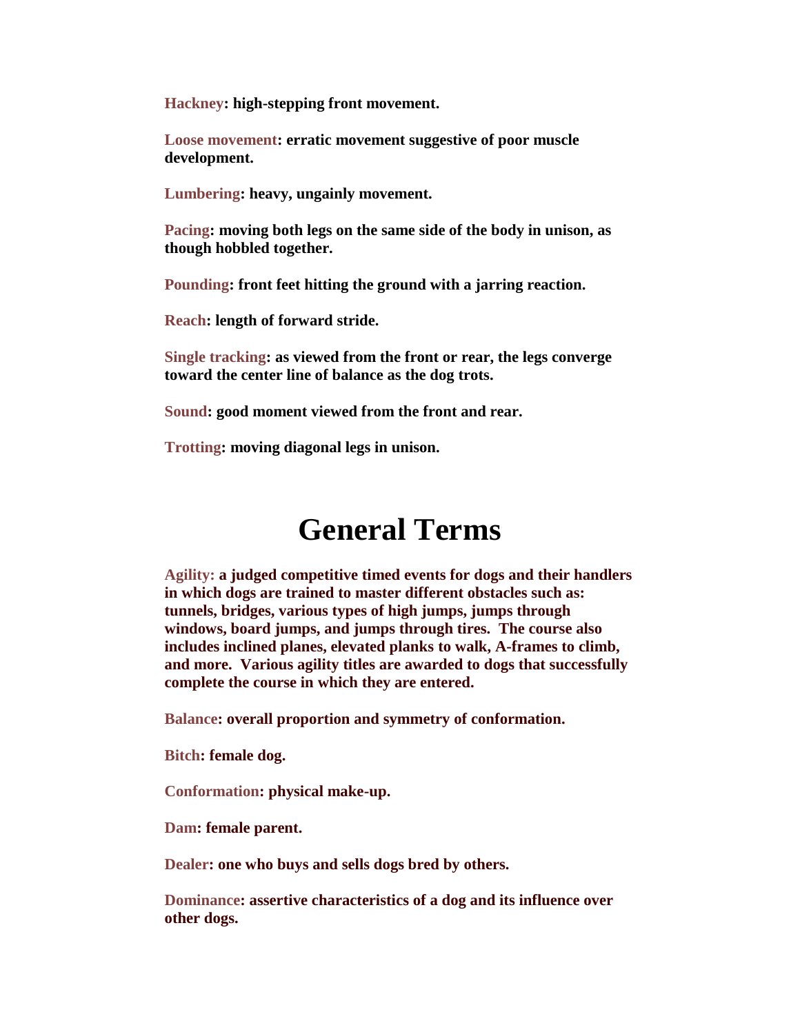**Hackney**: high-stepping front movement.

**Loose movement**: erratic movement suggestive of poor muscle development.

**Lumbering**: heavy, ungainly movement.

**Pacing**: moving both legs on the same side of the body in unison, as though hobbled together.

**Pounding**: front feet hitting the ground with a jarring reaction.

**Reach**: length of forward stride.

**Single tracking**: as viewed from the front or rear, the legs converge toward the center line of balance as the dog trots.

**Sound**: good moment viewed from the front and rear.

**Trotting**: moving diagonal legs in unison.

# General Terms

**Agility:** a judged competitive timed events for dogs and their handlers in which dogs are trained to master different obstacles such as: tunnels, bridges, various types of high jumps, jumps through windows, board jumps, and jumps through tires. The course also includes inclined planes, elevated planks to walk, A-frames to climb, and more. Various agility titles are awarded to dogs that successfully complete the course in which they are entered.

**Balance**: overall proportion and symmetry of conformation.

**Bitch**: female dog.

**Conformation**: physical make-up.

**Dam**: female parent.

**Dealer**: one who buys and sells dogs bred by others.

**Dominance**: assertive characteristics of a dog and its influence over other dogs.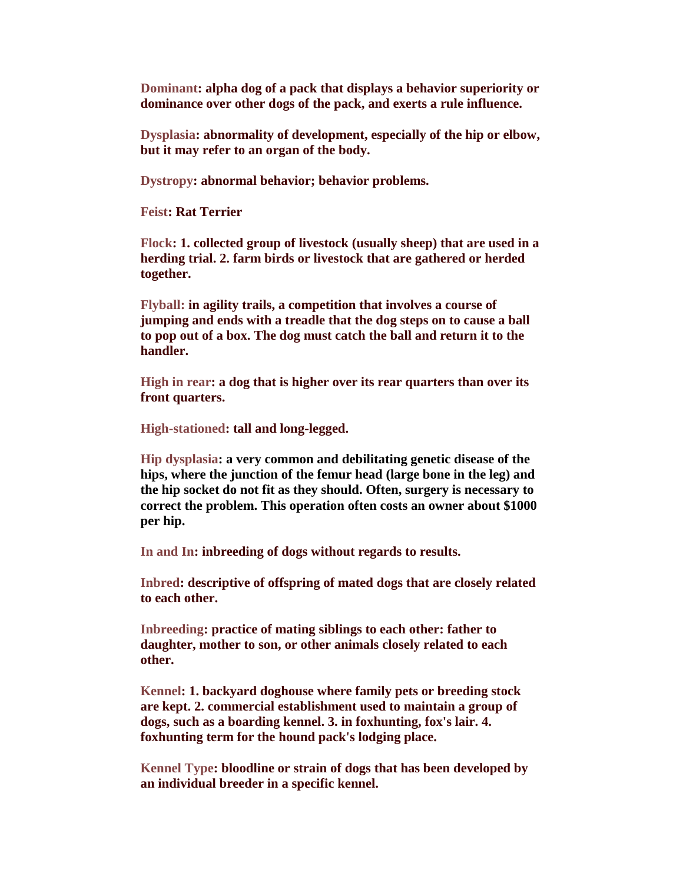**Dominant: alpha dog of a pack that displays a behavior superiority or dominance over other dogs of the pack, and exerts a rule influence.**

**Dysplasia: abnormality of development, especially of the hip or elbow, but it may refer to an organ of the body.**

**Dystropy: abnormal behavior; behavior problems.**

**Feist: Rat Terrier**

**Flock: 1. collected group of livestock (usually sheep) that are used in a herding trial. 2. farm birds or livestock that are gathered or herded together.**

**Flyball: in agility trails, a competition that involves a course of jumping and ends with a treadle that the dog steps on to cause a ball to pop out of a box. The dog must catch the ball and return it to the handler.**

**High in rear: a dog that is higher over its rear quarters than over its front quarters.**

**High-stationed: tall and long-legged.**

**Hip dysplasia: a very common and debilitating genetic disease of the hips, where the junction of the femur head (large bone in the leg) and the hip socket do not fit as they should. Often, surgery is necessary to correct the problem. This operation often costs an owner about $1000 per hip.**

**In and In: inbreeding of dogs without regards to results.**

**Inbred: descriptive of offspring of mated dogs that are closely related to each other.**

**Inbreeding: practice of mating siblings to each other: father to daughter, mother to son, or other animals closely related to each other.**

**Kennel: 1. backyard doghouse where family pets or breeding stock are kept. 2. commercial establishment used to maintain a group of dogs, such as a boarding kennel. 3. in foxhunting, fox's lair. 4. foxhunting term for the hound pack's lodging place.**

**Kennel Type: bloodline or strain of dogs that has been developed by an individual breeder in a specific kennel.**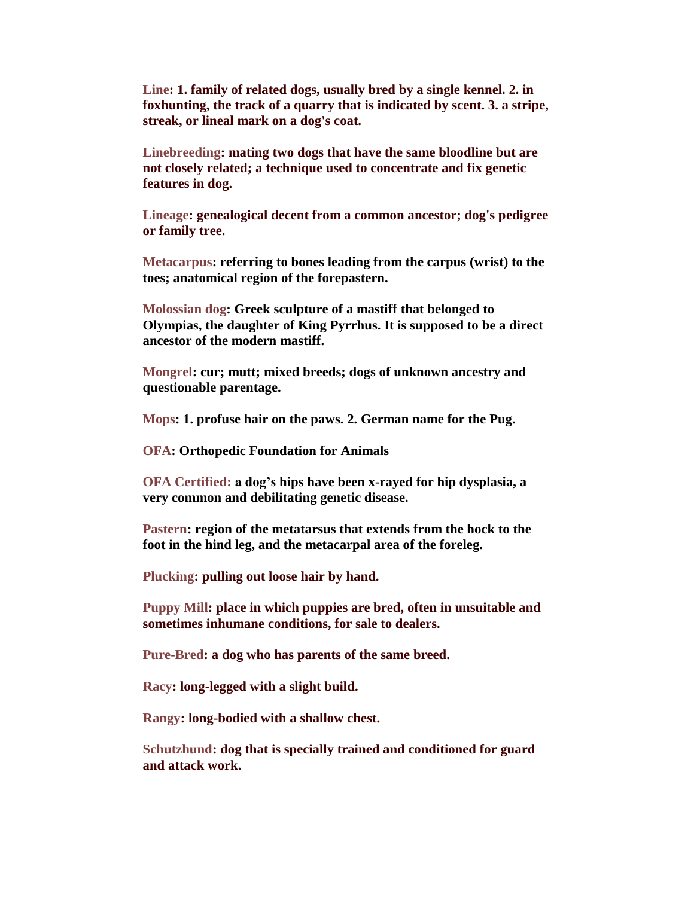**Line: 1. family of related dogs, usually bred by a single kennel. 2. in foxhunting, the track of a quarry that is indicated by scent. 3. a stripe, streak, or lineal mark on a dog's coat.**

**Linebreeding: mating two dogs that have the same bloodline but are not closely related; a technique used to concentrate and fix genetic features in dog.**

**Lineage: genealogical decent from a common ancestor; dog's pedigree or family tree.**

**Metacarpus: referring to bones leading from the carpus (wrist) to the toes; anatomical region of the forepastern.**

**Molossian dog: Greek sculpture of a mastiff that belonged to Olympias, the daughter of King Pyrrhus. It is supposed to be a direct ancestor of the modern mastiff.**

**Mongrel: cur; mutt; mixed breeds; dogs of unknown ancestry and questionable parentage.**

**Mops: 1. profuse hair on the paws. 2. German name for the Pug.**

**OFA: Orthopedic Foundation for Animals**

**OFA Certified: a dog's hips have been x-rayed for hip dysplasia, a very common and debilitating genetic disease.**

**Pastern: region of the metatarsus that extends from the hock to the foot in the hind leg, and the metacarpal area of the foreleg.**

**Plucking: pulling out loose hair by hand.**

**Puppy Mill: place in which puppies are bred, often in unsuitable and sometimes inhumane conditions, for sale to dealers.**

**Pure-Bred: a dog who has parents of the same breed.**

**Racy: long-legged with a slight build.**

**Rangy: long-bodied with a shallow chest.**

**Schutzhund: dog that is specially trained and conditioned for guard and attack work.**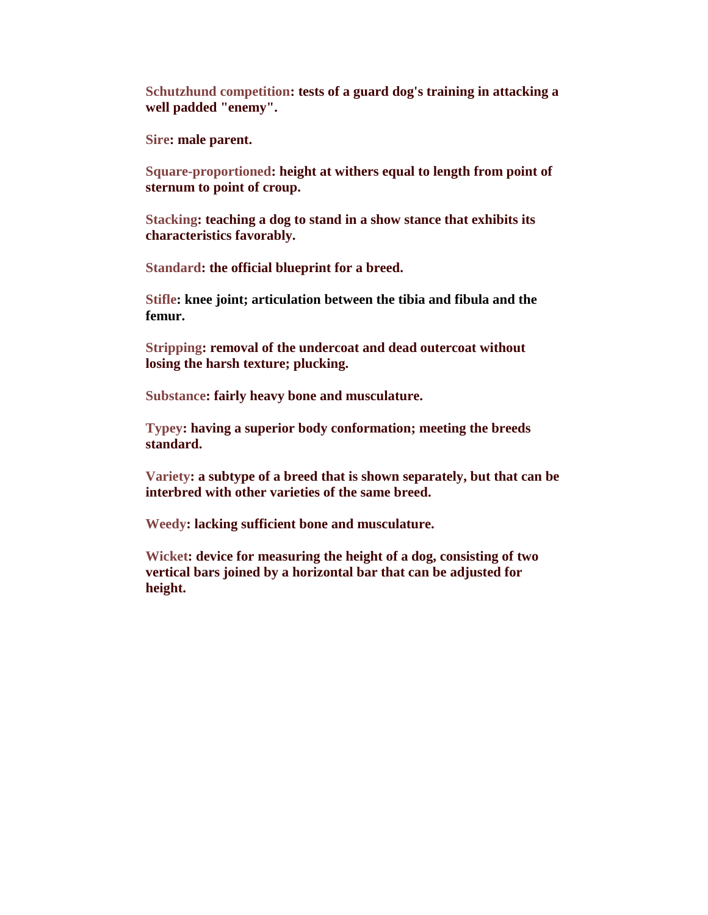**Schutzhund competition: tests of a guard dog's training in attacking a well padded "enemy".**

**Sire: male parent.**

**Square-proportioned: height at withers equal to length from point of sternum to point of croup.**

**Stacking: teaching a dog to stand in a show stance that exhibits its characteristics favorably.**

**Standard: the official blueprint for a breed.**

**Stifle: knee joint; articulation between the tibia and fibula and the femur.**

**Stripping: removal of the undercoat and dead outercoat without losing the harsh texture; plucking.**

**Substance: fairly heavy bone and musculature.**

**Typey: having a superior body conformation; meeting the breeds standard.**

**Variety: a subtype of a breed that is shown separately, but that can be interbred with other varieties of the same breed.**

**Weedy: lacking sufficient bone and musculature.**

**Wicket: device for measuring the height of a dog, consisting of two vertical bars joined by a horizontal bar that can be adjusted for height.**